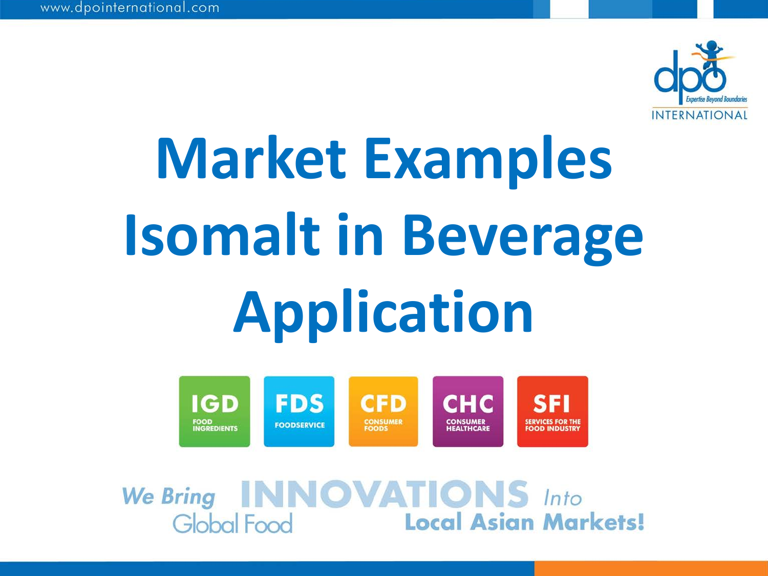# Market Examples Isomalt in Beverage Application

IGD FOOD INGREDIENTS | FDS FOODSERVICE | CFD CONSUMER FOODS | CHC CONSUMER HEALTHCARE | SFI SERVICES FOR THE FOOD INDUSTRY

We Bring Global Food INNOVATIONS Into Local Asian Markets!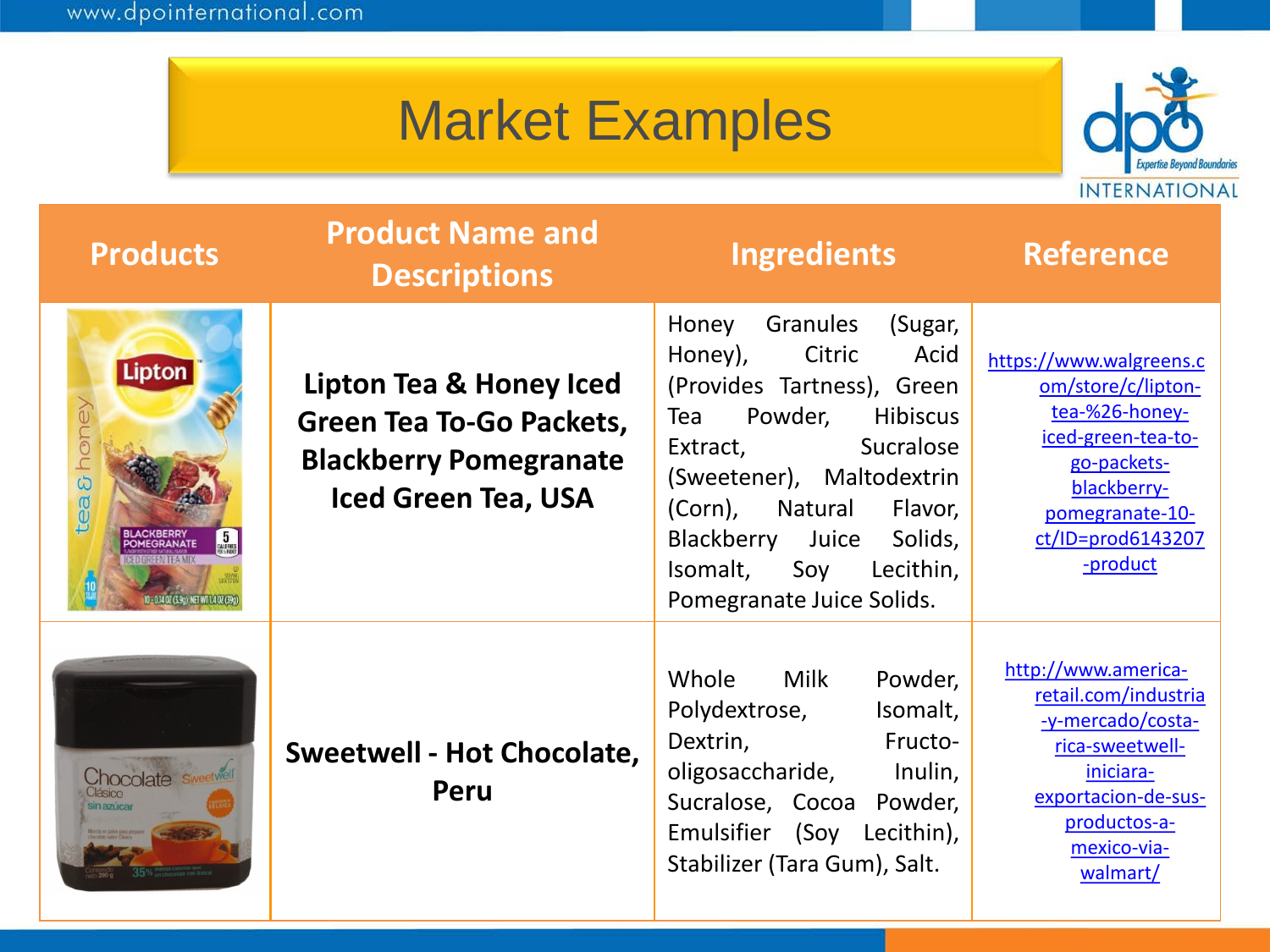# Market Examples

| Products | Product Name and Descriptions | Ingredients | Reference |
|---|---|---|---|
| | **Lipton Tea & Honey Iced Green Tea To-Go Packets, Blackberry Pomegranate Iced Green Tea, USA** | Honey Granules (Sugar, Honey), Citric Acid (Provides Tartness), Green Tea Powder, Hibiscus Extract, Sucralose (Sweetener), Maltodextrin (Corn), Natural Flavor, Blackberry Juice Solids, Isomalt, Soy Lecithin, Pomegranate Juice Solids. | https://www.walgreens.com/store/c/lipton-tea-%26-honey-iced-green-tea-to-go-packets-blackberry-pomegranate-10-ct/ID=prod6143207-product |
| | **Sweetwell - Hot Chocolate, Peru** | Whole Milk Powder, Polydextrose, Isomalt, Dextrin, Fructo-oligosaccharide, Inulin, Sucralose, Cocoa Powder, Emulsifier (Soy Lecithin), Stabilizer (Tara Gum), Salt. | http://www.america-retail.com/industria-y-mercado/costa-rica-sweetwell-iniciara-exportacion-de-sus-productos-a-mexico-via-walmart/ |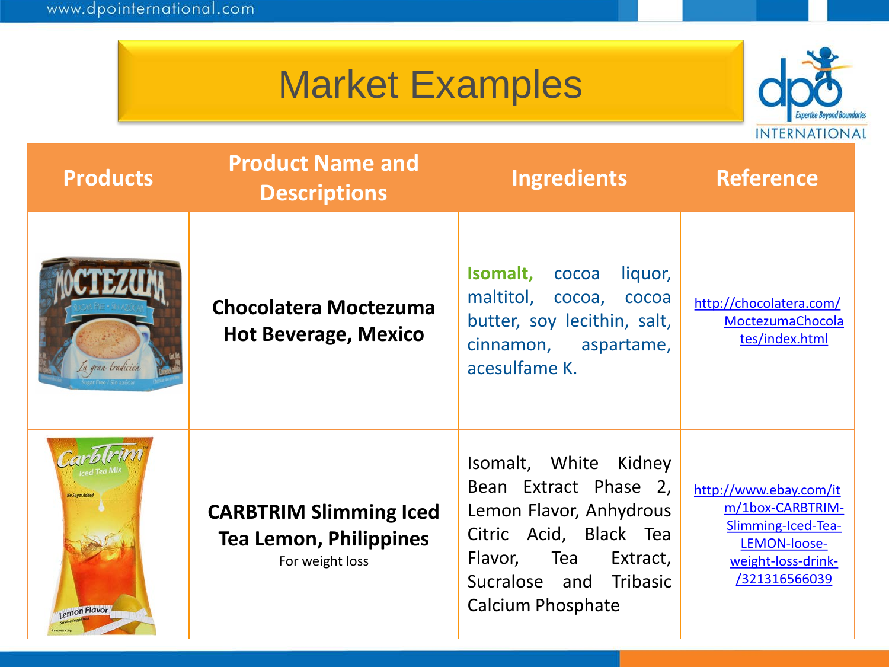# Market Examples

| Products | Product Name and Descriptions | Ingredients | Reference |
|---|---|---|---|
| | **Chocolatera Moctezuma Hot Beverage, Mexico** | **Isomalt,** cocoa liquor, maltitol, cocoa, cocoa butter, soy lecithin, salt, cinnamon, aspartame, acesulfame K. | http://chocolatera.com/MoctezumaChocolates/index.html |
| | **CARBTRIM Slimming Iced Tea Lemon, Philippines** For weight loss | Isomalt, White Kidney Bean Extract Phase 2, Lemon Flavor, Anhydrous Citric Acid, Black Tea Flavor, Tea Extract, Sucralose and Tribasic Calcium Phosphate | http://www.ebay.com/itm/1box-CARBTRIM-Slimming-Iced-Tea-LEMON-loose-weight-loss-drink-/321316566039 |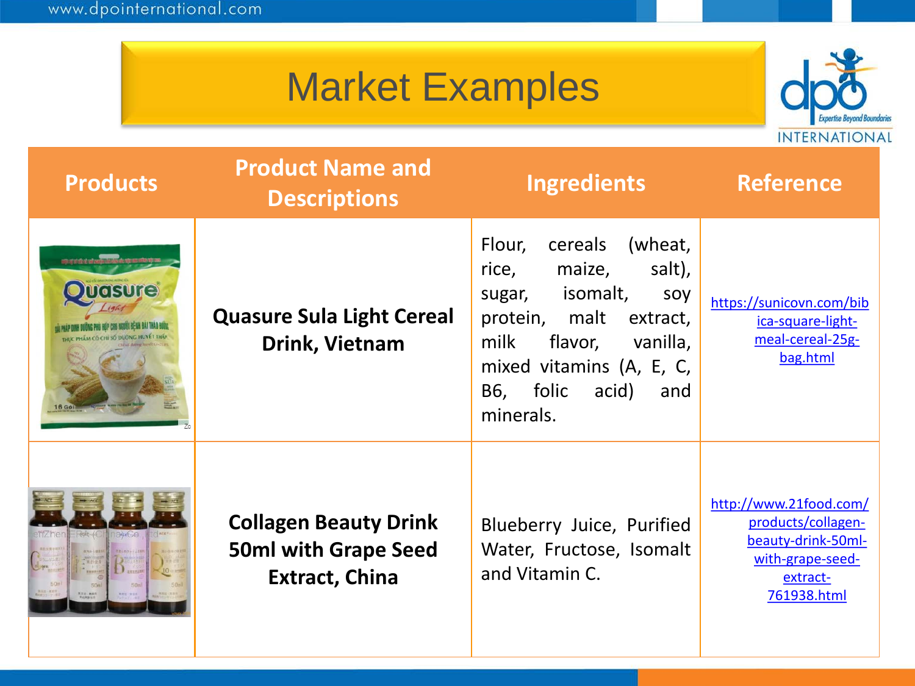# Market Examples

| Products | Product Name and Descriptions | Ingredients | Reference |
|---|---|---|---|
| | **Quasure Sula Light Cereal Drink, Vietnam** | Flour, cereals (wheat, rice, maize, salt), sugar, isomalt, soy protein, malt extract, milk flavor, vanilla, mixed vitamins (A, E, C, B6, folic acid) and minerals. | https://sunicovn.com/bibica-square-light-meal-cereal-25g-bag.html |
| | **Collagen Beauty Drink 50ml with Grape Seed Extract, China** | Blueberry Juice, Purified Water, Fructose, Isomalt and Vitamin C. | http://www.21food.com/products/collagen-beauty-drink-50ml-with-grape-seed-extract-761938.html |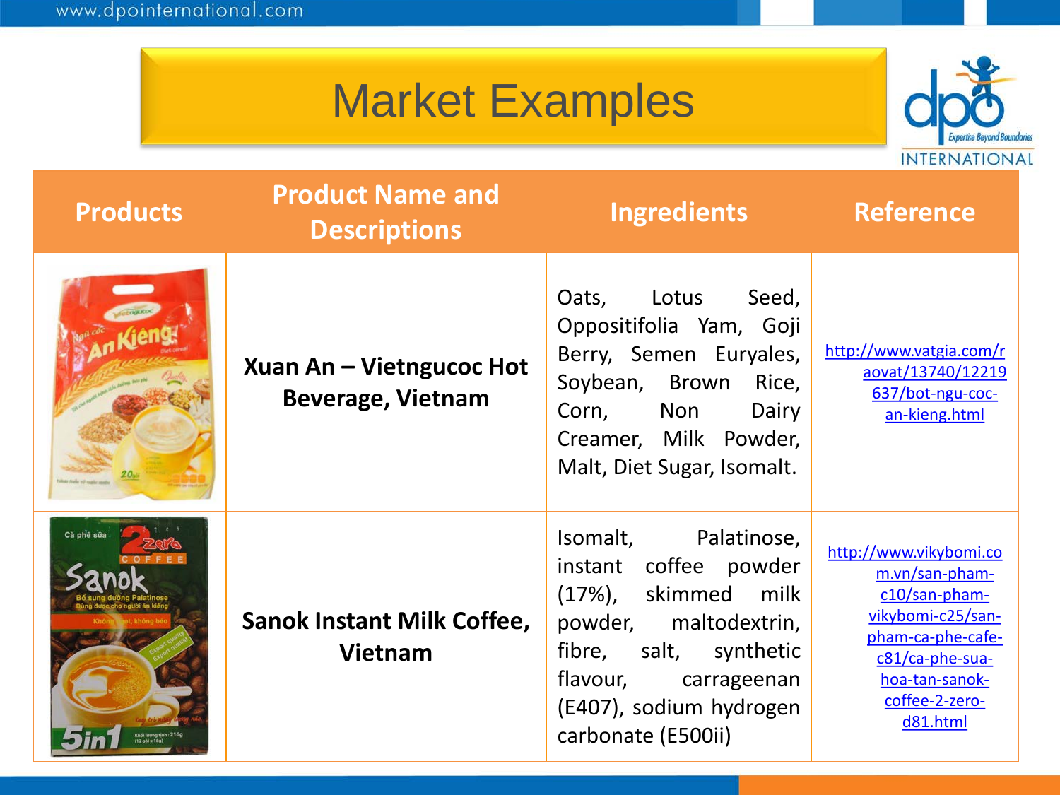# Market Examples

| Products | Product Name and Descriptions | Ingredients | Reference |
|---|---|---|---|
| | **Xuan An – Vietngucoc Hot Beverage, Vietnam** | Oats, Lotus Seed, Oppositifolia Yam, Goji Berry, Semen Euryales, Soybean, Brown Rice, Corn, Non Dairy Creamer, Milk Powder, Malt, Diet Sugar, Isomalt. | http://www.vatgia.com/raovat/13740/12219637/bot-ngu-coc-an-kieng.html |
| | **Sanok Instant Milk Coffee, Vietnam** | Isomalt, Palatinose, instant coffee powder (17%), skimmed milk powder, maltodextrin, fibre, salt, synthetic flavour, carrageenan (E407), sodium hydrogen carbonate (E500ii) | http://www.vikybomi.com.vn/san-pham-c10/san-pham-vikybomi-c25/san-pham-ca-phe-cafe-c81/ca-phe-sua-hoa-tan-sanok-coffee-2-zero-d81.html |